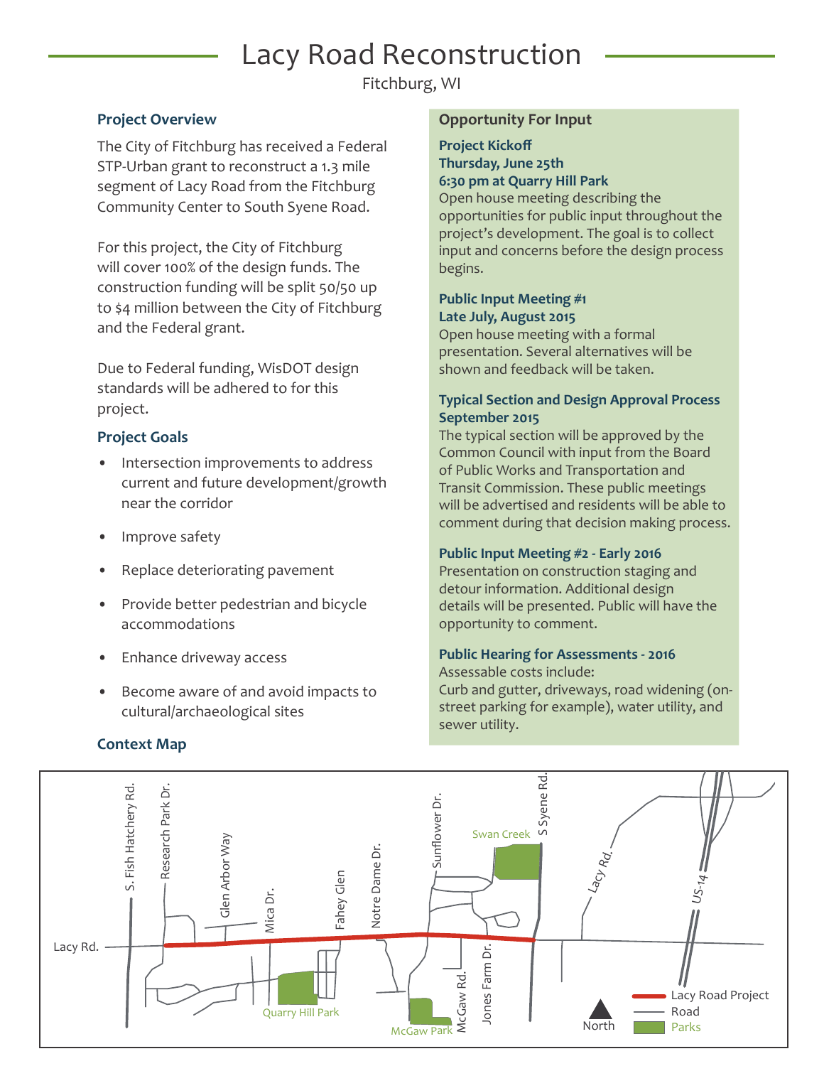# Lacy Road Reconstruction

Fitchburg, WI

## Project Overview

The City of Fitchburg has received a Federal STP-Urban grant to reconstruct a 1.3 mile segment of Lacy Road from the Fitchburg Community Center to South Syene Road.

For this project, the City of Fitchburg will cover 100% of the design funds. The construction funding will be split 50/50 up to $4 million between the City of Fitchburg and the Federal grant.

Due to Federal funding, WisDOT design standards will be adhered to for this project.

## Project Goals

- Intersection improvements to address current and future development/growth near the corridor
- Improve safety
- Replace deteriorating pavement
- Provide better pedestrian and bicycle accommodations
- Enhance driveway access
- Become aware of and avoid impacts to cultural/archaeological sites

## Opportunity For Input

**Project Kickoff**
**Thursday, June 25th**
**6:30 pm at Quarry Hill Park**
Open house meeting describing the opportunities for public input throughout the project's development. The goal is to collect input and concerns before the design process begins.

**Public Input Meeting #1**
**Late July, August 2015**
Open house meeting with a formal presentation. Several alternatives will be shown and feedback will be taken.

**Typical Section and Design Approval Process**
**September 2015**
The typical section will be approved by the Common Council with input from the Board of Public Works and Transportation and Transit Commission. These public meetings will be advertised and residents will be able to comment during that decision making process.

**Public Input Meeting #2 - Early 2016**
Presentation on construction staging and detour information. Additional design details will be presented. Public will have the opportunity to comment.

**Public Hearing for Assessments - 2016**
Assessable costs include:
Curb and gutter, driveways, road widening (on-street parking for example), water utility, and sewer utility.

## Context Map

S. Fish Hatchery Rd.
Research Park Dr.
Glen Arbor Way
Mica Dr.
Fahey Glen
Notre Dame Dr.
Sunflower Dr.
Swan Creek
S Syene Rd.
Lacy Rd.
US-14
Lacy Rd.
Quarry Hill Park
McGaw Park
McGaw Rd.
Jones Farm Dr.
North
Lacy Road Project
Road
Parks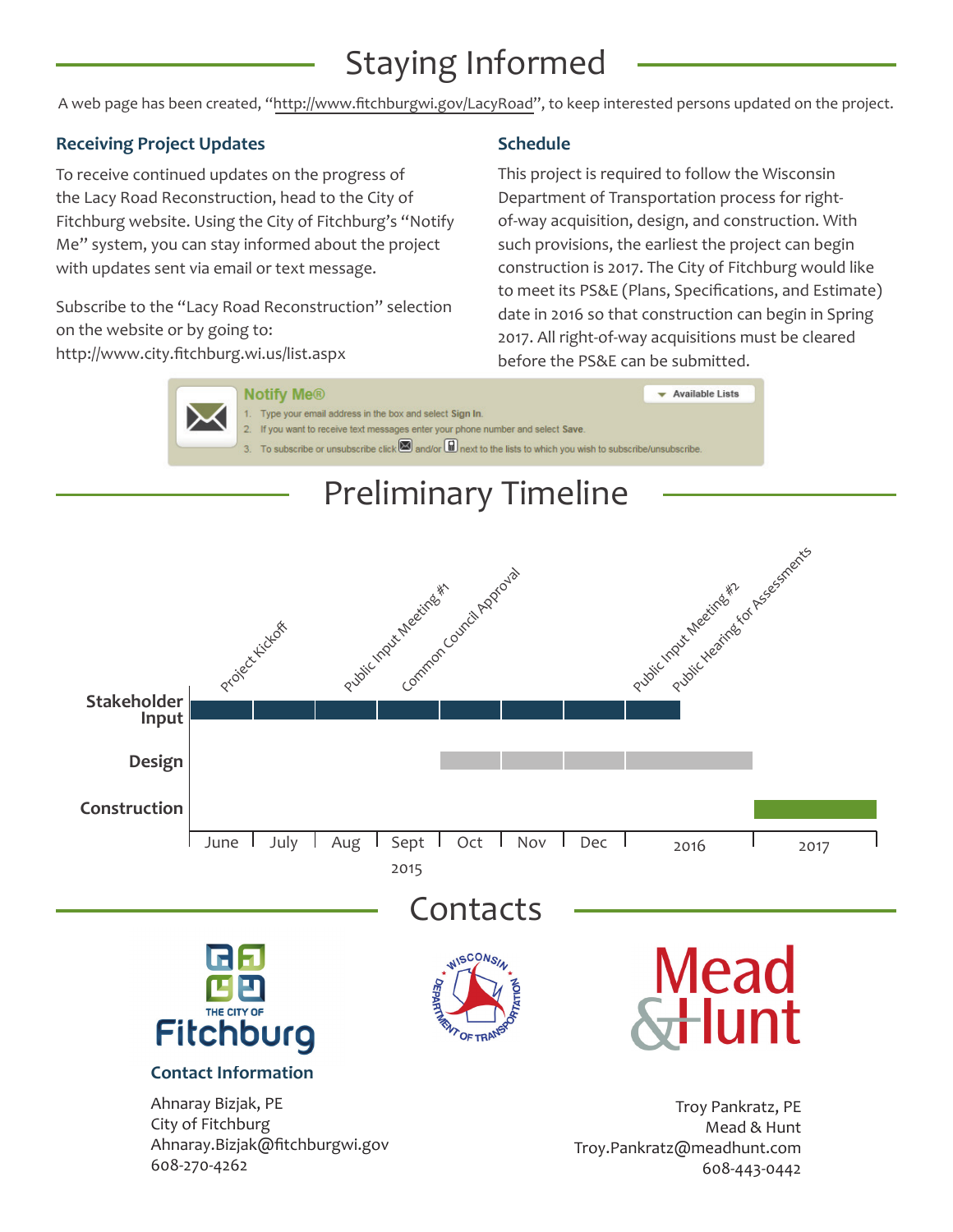# Staying Informed

A web page has been created, "http://www.fitchburgwi.gov/LacyRoad", to keep interested persons updated on the project.

### Receiving Project Updates

To receive continued updates on the progress of the Lacy Road Reconstruction, head to the City of Fitchburg website. Using the City of Fitchburg's "Notify Me" system, you can stay informed about the project with updates sent via email or text message.

Subscribe to the "Lacy Road Reconstruction" selection on the website or by going to: http://www.city.fitchburg.wi.us/list.aspx

### Schedule

This project is required to follow the Wisconsin Department of Transportation process for right-of-way acquisition, design, and construction. With such provisions, the earliest the project can begin construction is 2017. The City of Fitchburg would like to meet its PS&E (Plans, Specifications, and Estimate) date in 2016 so that construction can begin in Spring 2017. All right-of-way acquisitions must be cleared before the PS&E can be submitted.

**Notify Me®**

Available Lists

1. Type your email address in the box and select **Sign In**.
2. If you want to receive text messages enter your phone number and select **Save**.
3. To subscribe or unsubscribe click ✉ and/or 📱 next to the lists to which you wish to subscribe/unsubscribe.

# Preliminary Timeline

Project Kickoff
Public Input Meeting #1
Common Council Approval
Public Input Meeting #2
Public Hearing for Assessments

Stakeholder Input
Design
Construction

June, July, Aug, Sept, Oct, Nov, Dec, 2016, 2017
2015

# Contacts

**Contact Information**

Ahnaray Bizjak, PE
City of Fitchburg
Ahnaray.Bizjak@fitchburgwi.gov
608-270-4262

Troy Pankratz, PE
Mead & Hunt
Troy.Pankratz@meadhunt.com
608-443-0442